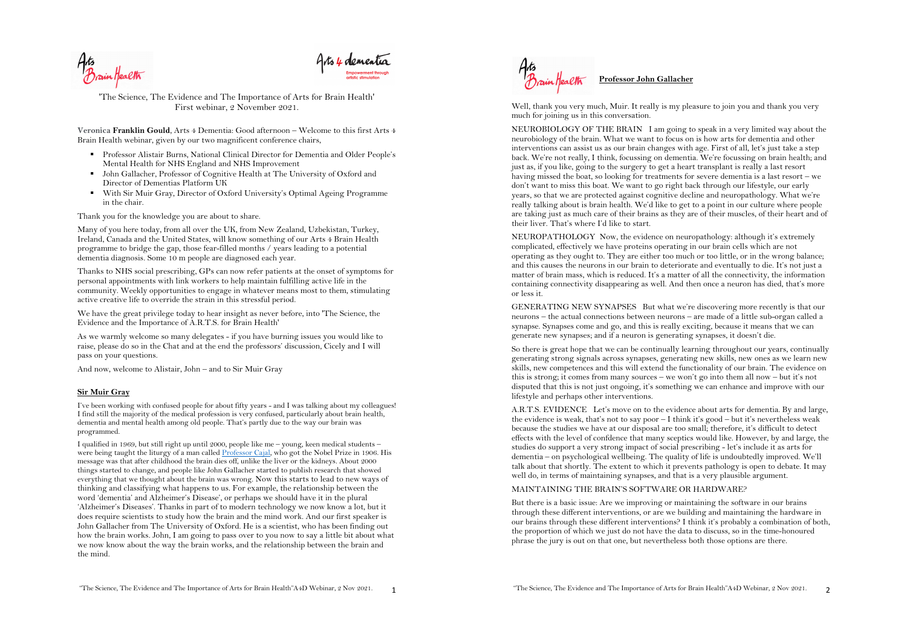'The Science, The Evidence and The Importance of Arts for Brain Health'
First webinar, 2 November 2021.

Veronica **Franklin Gould**, Arts 4 Dementia: Good afternoon – Welcome to this first Arts 4 Brain Health webinar, given by our two magnificent conference chairs,

- Professor Alistair Burns, National Clinical Director for Dementia and Older People's Mental Health for NHS England and NHS Improvement
- John Gallacher, Professor of Cognitive Health at The University of Oxford and Director of Dementias Platform UK
- With Sir Muir Gray, Director of Oxford University's Optimal Ageing Programme in the chair.

Thank you for the knowledge you are about to share.

Many of you here today, from all over the UK, from New Zealand, Uzbekistan, Turkey, Ireland, Canada and the United States, will know something of our Arts 4 Brain Health programme to bridge the gap, those fear-filled months / years leading to a potential dementia diagnosis. Some 10 m people are diagnosed each year.

Thanks to NHS social prescribing, GPs can now refer patients at the onset of symptoms for personal appointments with link workers to help maintain fulfilling active life in the community. Weekly opportunities to engage in whatever means most to them, stimulating active creative life to override the strain in this stressful period.

We have the great privilege today to hear insight as never before, into 'The Science, the Evidence and the Importance of A.R.T.S. for Brain Health'

As we warmly welcome so many delegates - if you have burning issues you would like to raise, please do so in the Chat and at the end the professors' discussion, Cicely and I will pass on your questions.

And now, welcome to Alistair, John – and to Sir Muir Gray

## Sir Muir Gray

I've been working with confused people for about fifty years - and I was talking about my colleagues! I find still the majority of the medical profession is very confused, particularly about brain health, dementia and mental health among old people. That's partly due to the way our brain was programmed.

I qualified in 1969, but still right up until 2000, people like me – young, keen medical students – were being taught the liturgy of a man called Professor Cajal, who got the Nobel Prize in 1906. His message was that after childhood the brain dies off, unlike the liver or the kidneys. About 2000 things started to change, and people like John Gallacher started to publish research that showed everything that we thought about the brain was wrong. Now this starts to lead to new ways of thinking and classifying what happens to us. For example, the relationship between the word 'dementia' and Alzheimer's Disease', or perhaps we should have it in the plural 'Alzheimer's Diseases'. Thanks in part of to modern technology we now know a lot, but it does require scientists to study how the brain and the mind work. And our first speaker is John Gallacher from The University of Oxford. He is a scientist, who has been finding out how the brain works. John, I am going to pass over to you now to say a little bit about what we now know about the way the brain works, and the relationship between the brain and the mind.

## Professor John Gallacher

Well, thank you very much, Muir. It really is my pleasure to join you and thank you very much for joining us in this conversation.

NEUROBIOLOGY OF THE BRAIN I am going to speak in a very limited way about the neurobiology of the brain. What we want to focus on is how arts for dementia and other interventions can assist us as our brain changes with age. First of all, let's just take a step back. We're not really, I think, focussing on dementia. We're focussing on brain health; and just as, if you like, going to the surgery to get a heart transplant is really a last resort having missed the boat, so looking for treatments for severe dementia is a last resort – we don't want to miss this boat. We want to go right back through our lifestyle, our early years, so that we are protected against cognitive decline and neuropathology. What we're really talking about is brain health. We'd like to get to a point in our culture where people are taking just as much care of their brains as they are of their muscles, of their heart and of their liver. That's where I'd like to start.

NEUROPATHOLOGY Now, the evidence on neuropathology: although it's extremely complicated, effectively we have proteins operating in our brain cells which are not operating as they ought to. They are either too much or too little, or in the wrong balance; and this causes the neurons in our brain to deteriorate and eventually to die. It's not just a matter of brain mass, which is reduced. It's a matter of all the connectivity, the information containing connectivity disappearing as well. And then once a neuron has died, that's more or less it.

GENERATING NEW SYNAPSES But what we're discovering more recently is that our neurons – the actual connections between neurons – are made of a little sub-organ called a synapse. Synapses come and go, and this is really exciting, because it means that we can generate new synapses; and if a neuron is generating synapses, it doesn't die.

So there is great hope that we can be continually learning throughout our years, continually generating strong signals across synapses, generating new skills, new ones as we learn new skills, new competences and this will extend the functionality of our brain. The evidence on this is strong; it comes from many sources – we won't go into them all now – but it's not disputed that this is not just ongoing, it's something we can enhance and improve with our lifestyle and perhaps other interventions.

A.R.T.S. EVIDENCE Let's move on to the evidence about arts for dementia. By and large, the evidence is weak, that's not to say poor – I think it's good – but it's nevertheless weak because the studies we have at our disposal are too small; therefore, it's difficult to detect effects with the level of confidence that many sceptics would like. However, by and large, the studies do support a very strong impact of social prescribing - let's include it as arts for dementia – on psychological wellbeing. The quality of life is undoubtedly improved. We'll talk about that shortly. The extent to which it prevents pathology is open to debate. It may well do, in terms of maintaining synapses, and that is a very plausible argument.

MAINTAINING THE BRAIN'S SOFTWARE OR HARDWARE?

But there is a basic issue: Are we improving or maintaining the software in our brains through these different interventions, or are we building and maintaining the hardware in our brains through these different interventions? I think it's probably a combination of both, the proportion of which we just do not have the data to discuss, so in the time-honoured phrase the jury is out on that one, but nevertheless both those options are there.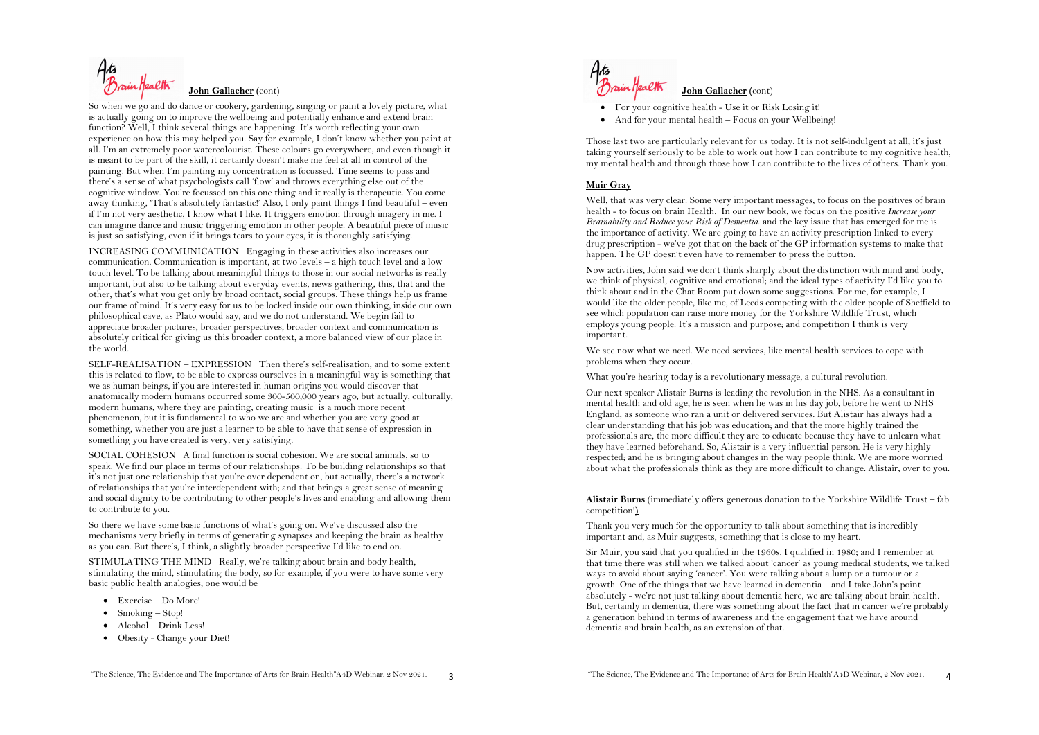**John Gallacher** (cont)

So when we go and do dance or cookery, gardening, singing or paint a lovely picture, what is actually going on to improve the wellbeing and potentially enhance and extend brain function? Well, I think several things are happening. It's worth reflecting your own experience on how this may helped you. Say for example, I don't know whether you paint at all. I'm an extremely poor watercolourist. These colours go everywhere, and even though it is meant to be part of the skill, it certainly doesn't make me feel at all in control of the painting. But when I'm painting my concentration is focussed. Time seems to pass and there's a sense of what psychologists call 'flow' and throws everything else out of the cognitive window. You're focussed on this one thing and it really is therapeutic. You come away thinking, 'That's absolutely fantastic!' Also, I only paint things I find beautiful – even if I'm not very aesthetic, I know what I like. It triggers emotion through imagery in me. I can imagine dance and music triggering emotion in other people. A beautiful piece of music is just so satisfying, even if it brings tears to your eyes, it is thoroughly satisfying.

INCREASING COMMUNICATION   Engaging in these activities also increases our communication. Communication is important, at two levels – a high touch level and a low touch level. To be talking about meaningful things to those in our social networks is really important, but also to be talking about everyday events, news gathering, this, that and the other, that's what you get only by broad contact, social groups. These things help us frame our frame of mind. It's very easy for us to be locked inside our own thinking, inside our own philosophical cave, as Plato would say, and we do not understand. We begin fail to appreciate broader pictures, broader perspectives, broader context and communication is absolutely critical for giving us this broader context, a more balanced view of our place in the world.

SELF-REALISATION – EXPRESSION   Then there's self-realisation, and to some extent this is related to flow, to be able to express ourselves in a meaningful way is something that we as human beings, if you are interested in human origins you would discover that anatomically modern humans occurred some 300-500,000 years ago, but actually, culturally, modern humans, where they are painting, creating music  is a much more recent phenomenon, but it is fundamental to who we are and whether you are very good at something, whether you are just a learner to be able to have that sense of expression in something you have created is very, very satisfying.

SOCIAL COHESION   A final function is social cohesion. We are social animals, so to speak. We find our place in terms of our relationships. To be building relationships so that it's not just one relationship that you're over dependent on, but actually, there's a network of relationships that you're interdependent with; and that brings a great sense of meaning and social dignity to be contributing to other people's lives and enabling and allowing them to contribute to you.

So there we have some basic functions of what's going on. We've discussed also the mechanisms very briefly in terms of generating synapses and keeping the brain as healthy as you can. But there's, I think, a slightly broader perspective I'd like to end on.

STIMULATING THE MIND   Really, we're talking about brain and body health, stimulating the mind, stimulating the body, so for example, if you were to have some very basic public health analogies, one would be

- Exercise – Do More!
- Smoking – Stop!
- Alcohol – Drink Less!
- Obesity - Change your Diet!

**John Gallacher** (cont)

- For your cognitive health - Use it or Risk Losing it!
- And for your mental health – Focus on your Wellbeing!

Those last two are particularly relevant for us today. It is not self-indulgent at all, it's just taking yourself seriously to be able to work out how I can contribute to my cognitive health, my mental health and through those how I can contribute to the lives of others. Thank you.

**Muir Gray**

Well, that was very clear. Some very important messages, to focus on the positives of brain health - to focus on brain Health.  In our new book, we focus on the positive *Increase your Brainability and Reduce your Risk of Dementia.* and the key issue that has emerged for me is the importance of activity. We are going to have an activity prescription linked to every drug prescription - we've got that on the back of the GP information systems to make that happen. The GP doesn't even have to remember to press the button.

Now activities, John said we don't think sharply about the distinction with mind and body, we think of physical, cognitive and emotional; and the ideal types of activity I'd like you to think about and in the Chat Room put down some suggestions. For me, for example, I would like the older people, like me, of Leeds competing with the older people of Sheffield to see which population can raise more money for the Yorkshire Wildlife Trust, which employs young people. It's a mission and purpose; and competition I think is very important.

We see now what we need. We need services, like mental health services to cope with problems when they occur.

What you're hearing today is a revolutionary message, a cultural revolution.

Our next speaker Alistair Burns is leading the revolution in the NHS. As a consultant in mental health and old age, he is seen when he was in his day job, before he went to NHS England, as someone who ran a unit or delivered services. But Alistair has always had a clear understanding that his job was education; and that the more highly trained the professionals are, the more difficult they are to educate because they have to unlearn what they have learned beforehand. So, Alistair is a very influential person. He is very highly respected; and he is bringing about changes in the way people think. We are more worried about what the professionals think as they are more difficult to change. Alistair, over to you.

**Alistair Burns** (immediately offers generous donation to the Yorkshire Wildlife Trust – fab competition!)

Thank you very much for the opportunity to talk about something that is incredibly important and, as Muir suggests, something that is close to my heart.

Sir Muir, you said that you qualified in the 1960s. I qualified in 1980; and I remember at that time there was still when we talked about 'cancer' as young medical students, we talked ways to avoid about saying 'cancer'. You were talking about a lump or a tumour or a growth. One of the things that we have learned in dementia – and I take John's point absolutely - we're not just talking about dementia here, we are talking about brain health. But, certainly in dementia, there was something about the fact that in cancer we're probably a generation behind in terms of awareness and the engagement that we have around dementia and brain health, as an extension of that.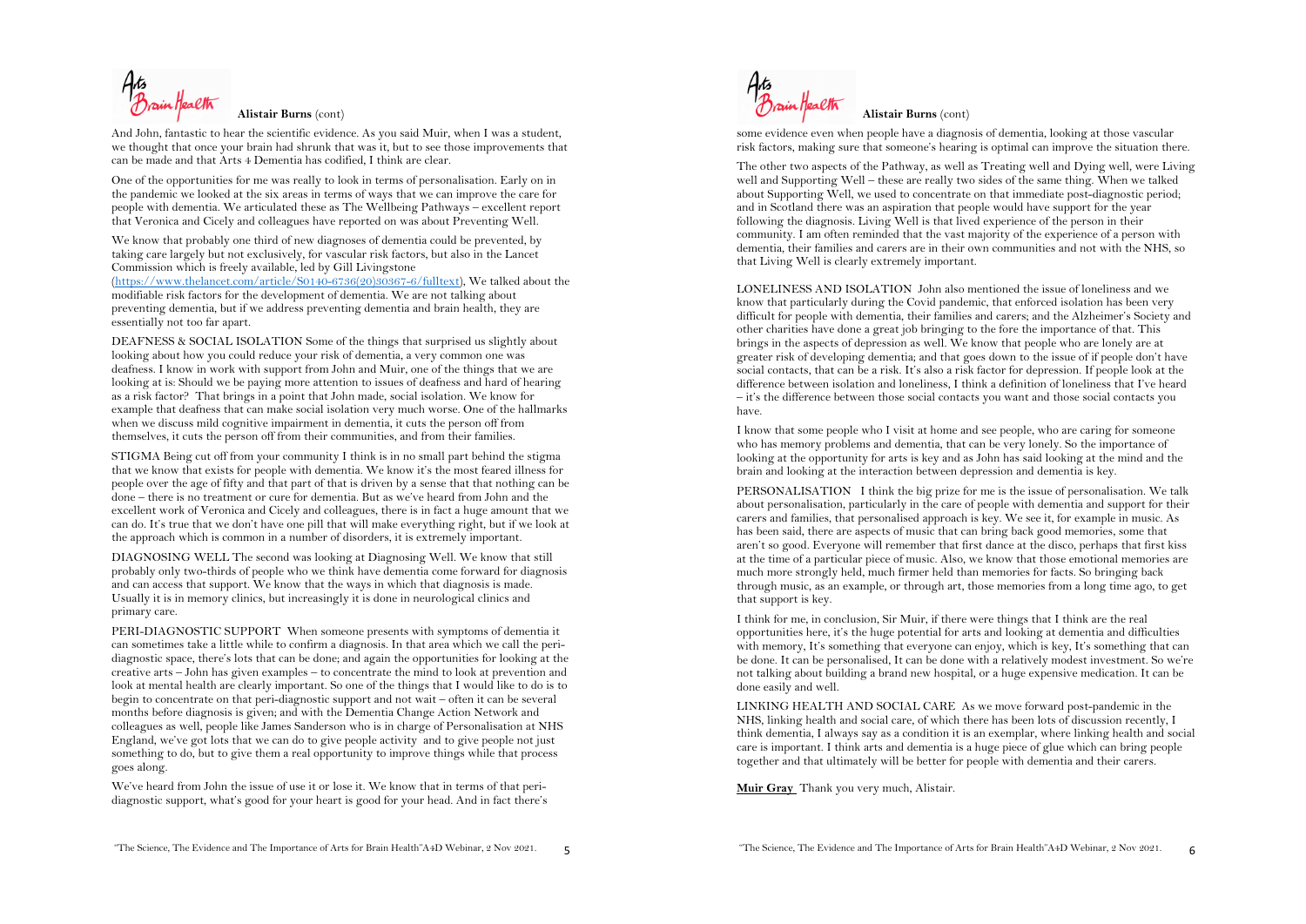**Alistair Burns** (cont)

And John, fantastic to hear the scientific evidence. As you said Muir, when I was a student, we thought that once your brain had shrunk that was it, but to see those improvements that can be made and that Arts 4 Dementia has codified, I think are clear.

One of the opportunities for me was really to look in terms of personalisation. Early on in the pandemic we looked at the six areas in terms of ways that we can improve the care for people with dementia. We articulated these as The Wellbeing Pathways – excellent report that Veronica and Cicely and colleagues have reported on was about Preventing Well.

We know that probably one third of new diagnoses of dementia could be prevented, by taking care largely but not exclusively, for vascular risk factors, but also in the Lancet Commission which is freely available, led by Gill Livingstone (https://www.thelancet.com/article/S0140-6736(20)30367-6/fulltext), We talked about the modifiable risk factors for the development of dementia. We are not talking about preventing dementia, but if we address preventing dementia and brain health, they are essentially not too far apart.

DEAFNESS & SOCIAL ISOLATION Some of the things that surprised us slightly about looking about how you could reduce your risk of dementia, a very common one was deafness. I know in work with support from John and Muir, one of the things that we are looking at is: Should we be paying more attention to issues of deafness and hard of hearing as a risk factor? That brings in a point that John made, social isolation. We know for example that deafness that can make social isolation very much worse. One of the hallmarks when we discuss mild cognitive impairment in dementia, it cuts the person off from themselves, it cuts the person off from their communities, and from their families.

STIGMA Being cut off from your community I think is in no small part behind the stigma that we know that exists for people with dementia. We know it's the most feared illness for people over the age of fifty and that part of that is driven by a sense that that nothing can be done – there is no treatment or cure for dementia. But as we've heard from John and the excellent work of Veronica and Cicely and colleagues, there is in fact a huge amount that we can do. It's true that we don't have one pill that will make everything right, but if we look at the approach which is common in a number of disorders, it is extremely important.

DIAGNOSING WELL The second was looking at Diagnosing Well. We know that still probably only two-thirds of people who we think have dementia come forward for diagnosis and can access that support. We know that the ways in which that diagnosis is made. Usually it is in memory clinics, but increasingly it is done in neurological clinics and primary care.

PERI-DIAGNOSTIC SUPPORT When someone presents with symptoms of dementia it can sometimes take a little while to confirm a diagnosis. In that area which we call the peri-diagnostic space, there's lots that can be done; and again the opportunities for looking at the creative arts – John has given examples – to concentrate the mind to look at prevention and look at mental health are clearly important. So one of the things that I would like to do is to begin to concentrate on that peri-diagnostic support and not wait – often it can be several months before diagnosis is given; and with the Dementia Change Action Network and colleagues as well, people like James Sanderson who is in charge of Personalisation at NHS England, we've got lots that we can do to give people activity and to give people not just something to do, but to give them a real opportunity to improve things while that process goes along.

We've heard from John the issue of use it or lose it. We know that in terms of that peri-diagnostic support, what's good for your heart is good for your head. And in fact there's some evidence even when people have a diagnosis of dementia, looking at those vascular risk factors, making sure that someone's hearing is optimal can improve the situation there.

The other two aspects of the Pathway, as well as Treating well and Dying well, were Living well and Supporting Well – these are really two sides of the same thing. When we talked about Supporting Well, we used to concentrate on that immediate post-diagnostic period; and in Scotland there was an aspiration that people would have support for the year following the diagnosis. Living Well is that lived experience of the person in their community. I am often reminded that the vast majority of the experience of a person with dementia, their families and carers are in their own communities and not with the NHS, so that Living Well is clearly extremely important.

LONELINESS AND ISOLATION John also mentioned the issue of loneliness and we know that particularly during the Covid pandemic, that enforced isolation has been very difficult for people with dementia, their families and carers; and the Alzheimer's Society and other charities have done a great job bringing to the fore the importance of that. This brings in the aspects of depression as well. We know that people who are lonely are at greater risk of developing dementia; and that goes down to the issue of if people don't have social contacts, that can be a risk. It's also a risk factor for depression. If people look at the difference between isolation and loneliness, I think a definition of loneliness that I've heard – it's the difference between those social contacts you want and those social contacts you have.

I know that some people who I visit at home and see people, who are caring for someone who has memory problems and dementia, that can be very lonely. So the importance of looking at the opportunity for arts is key and as John has said looking at the mind and the brain and looking at the interaction between depression and dementia is key.

PERSONALISATION I think the big prize for me is the issue of personalisation. We talk about personalisation, particularly in the care of people with dementia and support for their carers and families, that personalised approach is key. We see it, for example in music. As has been said, there are aspects of music that can bring back good memories, some that aren't so good. Everyone will remember that first dance at the disco, perhaps that first kiss at the time of a particular piece of music. Also, we know that those emotional memories are much more strongly held, much firmer held than memories for facts. So bringing back through music, as an example, or through art, those memories from a long time ago, to get that support is key.

I think for me, in conclusion, Sir Muir, if there were things that I think are the real opportunities here, it's the huge potential for arts and looking at dementia and difficulties with memory, It's something that everyone can enjoy, which is key, It's something that can be done. It can be personalised, It can be done with a relatively modest investment. So we're not talking about building a brand new hospital, or a huge expensive medication. It can be done easily and well.

LINKING HEALTH AND SOCIAL CARE As we move forward post-pandemic in the NHS, linking health and social care, of which there has been lots of discussion recently, I think dementia, I always say as a condition it is an exemplar, where linking health and social care is important. I think arts and dementia is a huge piece of glue which can bring people together and that ultimately will be better for people with dementia and their carers.

**Muir Gray** Thank you very much, Alistair.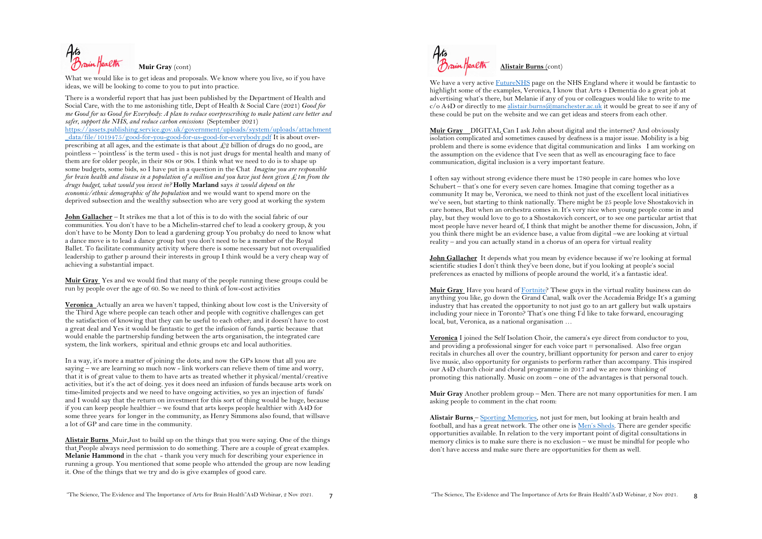**Muir Gray** (cont)

What we would like is to get ideas and proposals. We know where you live, so if you have ideas, we will be looking to come to you to put into practice.

There is a wonderful report that has just been published by the Department of Health and Social Care, with the to me astonishing title, Dept of Health & Social Care (2021) *Good for me Good for us Good for Everybody: A plan to reduce overprescribing to make patient care better and safer, support the NHS, and reduce carbon emissions* (September 2021) https://assets.publishing.service.gov.uk/government/uploads/system/uploads/attachment_data/file/1019475/good-for-you-good-for-us-good-for-everybody.pdf It is about over-prescribing at all ages, and the estimate is that about £2 billion of drugs do no good,, are pointless – 'pointless' is the term used - this is not just drugs for mental health and many of them are for older people, in their 80s or 90s. I think what we need to do is to shape up some budgets, some bids, so I have put in a question in the Chat *Imagine you are responsible for brain health and disease in a population of a million and you have just been given £1m from the drugs budget, what would you invest in?* **Holly Marland** says *it would depend on the economic/ethnic demographic of the population* and we would want to spend more on the deprived subsection and the wealthy subsection who are very good at working the system

**John Gallacher** – It strikes me that a lot of this is to do with the social fabric of our communities. You don't have to be a Michelin-starred chef to lead a cookery group, & you don't have to be Monty Don to lead a gardening group You probab;y do need to know what a dance move is to lead a dance group but you don't need to be a member of the Royal Ballet. To facilitate community activity where there is some necessary but not overqualified leadership to gather p around their interests in group I think would be a very cheap way of achieving a substantial impact.

**Muir Gray** Yes and we would find that many of the people running these groups could be run by people over the age of 60. So we need to think of low-cost activities

**Veronica** Actually an area we haven't tapped, thinking about low cost is the University of the Third Age where people can teach other and people with cognitive challenges can get the satisfaction of knowing that they can be useful to each other; and it doesn't have to cost a great deal and Yes it would be fantastic to get the infusion of funds, partic because that would enable the partnership funding between the arts organisation, the integrated care system, the link workers, spiritual and ethnic groups etc and local authorities.

In a way, it's more a matter of joining the dots; and now the GPs know that all you are saying – we are learning so much now - link workers can relieve them of time and worry, that it is of great value to them to have arts as treated whether it physical/mental/creative activities, but it's the act of doing. yes it does need an infusion of funds because arts work on time-limited projects and we need to have ongoing activities, so yes an injection of funds' and I would say that the return on investment for this sort of thing would be huge, because if you can keep people healthier – we found that arts keeps people healthier with A4D for some three years for longer in the community, as Henry Simmons also found, that willsave a lot of GP and care time in the community.

**Alistair Burns** Muir,Just to build up on the things that you were saying. One of the things that People always need permission to do something. There are a couple of great examples. **Melanie Hammond** in the chat - thank you very much for describing your experience in running a group. You mentioned that some people who attended the group are now leading it. One of the things that we try and do is give examples of good care.

**Alistair Burns** (cont)

We have a very active FutureNHS page on the NHS England where it would be fantastic to highlight some of the examples, Veronica, I know that Arts 4 Dementia do a great job at advertising what's there, but Melanie if any of you or colleagues would like to write to me c/o A4D or directly to me alistair.burns@manchester.ac.uk it would be great to see if any of these could be put on the website and we can get ideas and steers from each other.

**Muir Gray** DIGITAL Can I ask John about digital and the internet? And obviously isolation complicated and sometimes caused by deafness is a major issue. Mobility is a big problem and there is some evidence that digital communication and links I am working on the assumption on the evidence that I've seen that as well as encouraging face to face communication, digital inclusion is a very important feature.

I often say without strong evidence there must be 1780 people in care homes who love Schubert – that's one for every seven care homes. Imagine that coming together as a community It may be, Veronica, we need to think not just of the excellent local initiatives we've seen, but starting to think nationally. There might be 25 people love Shostakovich in care homes, But when an orchestra comes in. It's very nice when young people come in and play, but they would love to go to a Shostakovich concert, or to see one particular artist that most people have never heard of, I think that might be another theme for discussion, John, if you think there might be an evidence base, a value from digital –we are looking at virtual reality – and you can actually stand in a chorus of an opera for virtual reality

**John Gallacher** It depends what you mean by evidence because if we're looking at formal scientific studies I don't think they've been done, but if you looking at people's social preferences as enacted by millions of people around the world, it's a fantastic idea!.

**Muir Gray** Have you heard of Fortnite? These guys in the virtual reality business can do anything you like, go down the Grand Canal, walk over the Accademia Bridge It's a gaming industry that has created the opportunity to not just go to an art gallery but walk upstairs including your niece in Toronto? That's one thing I'd like to take forward, encouraging local, but, Veronica, as a national organisation …

**Veronica** I joined the Self Isolation Choir, the camera's eye direct from conductor to you, and providing a professional singer for each voice part = personalised. Also free organ recitals in churches all over the country, brilliant opportunity for person and carer to enjoy live music, also opportunity for organists to perform rather than accompany. This inspired our A4D church choir and choral programme in 2017 and we are now thinking of promoting this nationally. Music on zoom – one of the advantages is that personal touch.

**Muir Gray** Another problem group – Men. There are not many opportunities for men. I am asking people to comment in the chat room:

**Alistair Burns** – Sporting Memories, not just for men, but looking at brain health and football, and has a great network. The other one is Men's Sheds. There are gender specific opportunities available. In relation to the very important point of digital consultations in memory clinics is to make sure there is no exclusion – we must be mindful for people who don't have access and make sure there are opportunities for them as well.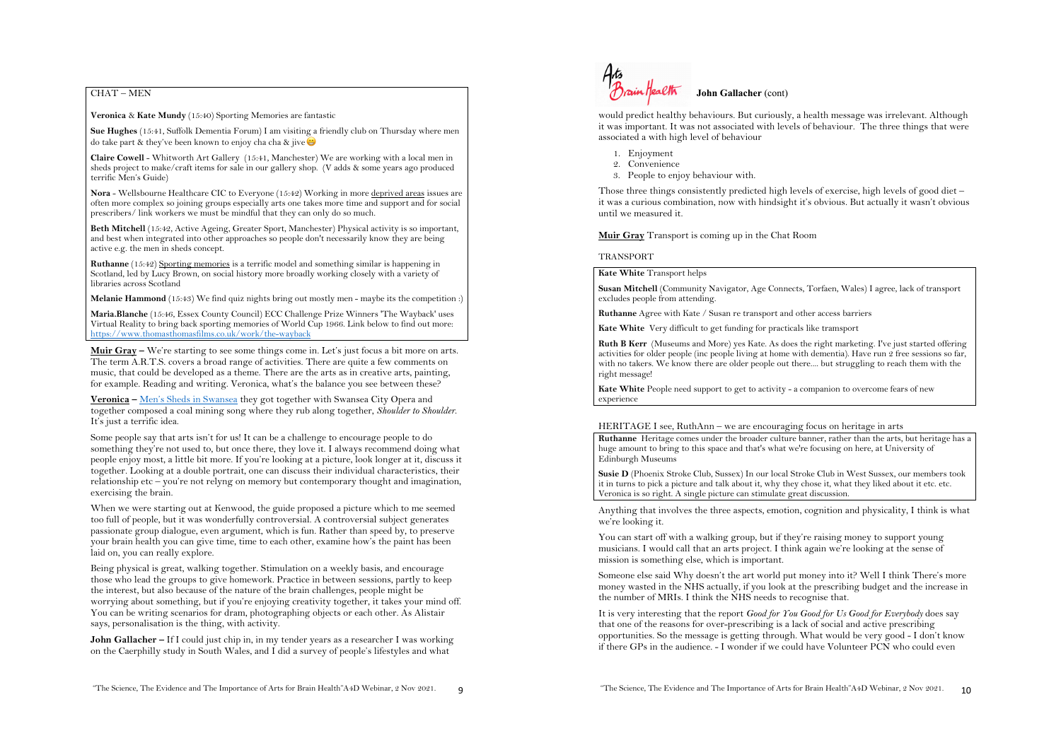CHAT – MEN

**Veronica** & **Kate Mundy** (15:40) Sporting Memories are fantastic

**Sue Hughes** (15:41, Suffolk Dementia Forum) I am visiting a friendly club on Thursday where men do take part & they've been known to enjoy cha cha & jive 😁

**Claire Cowell** - Whitworth Art Gallery (15:41, Manchester) We are working with a local men in sheds project to make/craft items for sale in our gallery shop. (V adds & some years ago produced terrific Men's Guide)

**Nora** - Wellsbourne Healthcare CIC to Everyone (15:42) Working in more deprived areas issues are often more complex so joining groups especially arts one takes more time and support and for social prescribers/ link workers we must be mindful that they can only do so much.

**Beth Mitchell** (15:42, Active Ageing, Greater Sport, Manchester) Physical activity is so important, and best when integrated into other approaches so people don't necessarily know they are being active e.g. the men in sheds concept.

**Ruthanne** (15:42) Sporting memories is a terrific model and something similar is happening in Scotland, led by Lucy Brown, on social history more broadly working closely with a variety of libraries across Scotland

**Melanie Hammond** (15:43) We find quiz nights bring out mostly men - maybe its the competition :)

**Maria.Blanche** (15:46, Essex County Council) ECC Challenge Prize Winners 'The Wayback' uses Virtual Reality to bring back sporting memories of World Cup 1966. Link below to find out more: https://www.thomasthomasfilms.co.uk/work/the-wayback

**Muir Gray –** We're starting to see some things come in. Let's just focus a bit more on arts. The term A.R.T.S. covers a broad range of activities. There are quite a few comments on music, that could be developed as a theme. There are the arts as in creative arts, painting, for example. Reading and writing. Veronica, what's the balance you see between these?

**Veronica –** Men's Sheds in Swansea they got together with Swansea City Opera and together composed a coal mining song where they rub along together, *Shoulder to Shoulder*. It's just a terrific idea.

Some people say that arts isn't for us! It can be a challenge to encourage people to do something they're not used to, but once there, they love it. I always recommend doing what people enjoy most, a little bit more. If you're looking at a picture, look longer at it, discuss it together. Looking at a double portrait, one can discuss their individual characteristics, their relationship etc – you're not relyng on memory but contemporary thought and imagination, exercising the brain.

When we were starting out at Kenwood, the guide proposed a picture which to me seemed too full of people, but it was wonderfully controversial. A controversial subject generates passionate group dialogue, even argument, which is fun. Rather than speed by, to preserve your brain health you can give time, time to each other, examine how's the paint has been laid on, you can really explore.

Being physical is great, walking together. Stimulation on a weekly basis, and encourage those who lead the groups to give homework. Practice in between sessions, partly to keep the interest, but also because of the nature of the brain challenges, people might be worrying about something, but if you're enjoying creativity together, it takes your mind off. You can be writing scenarios for dram, photographing objects or each other. As Alistair says, personalisation is the thing, with activity.

**John Gallacher –** If I could just chip in, in my tender years as a researcher I was working on the Caerphilly study in South Wales, and I did a survey of people's lifestyles and what

**John Gallacher** (cont)

would predict healthy behaviours. But curiously, a health message was irrelevant. Although it was important. It was not associated with levels of behaviour. The three things that were associated a with high level of behaviour

1. Enjoyment
2. Convenience
3. People to enjoy behaviour with.

Those three things consistently predicted high levels of exercise, high levels of good diet – it was a curious combination, now with hindsight it's obvious. But actually it wasn't obvious until we measured it.

**Muir Gray** Transport is coming up in the Chat Room

TRANSPORT

**Kate White** Transport helps

**Susan Mitchell** (Community Navigator, Age Connects, Torfaen, Wales) I agree, lack of transport excludes people from attending.

**Ruthanne** Agree with Kate / Susan re transport and other access barriers

**Kate White** Very difficult to get funding for practicals like tramsport

**Ruth B Kerr** (Museums and More) yes Kate. As does the right marketing. I've just started offering activities for older people (inc people living at home with dementia). Have run 2 free sessions so far, with no takers. We know there are older people out there.... but struggling to reach them with the right message!

**Kate White** People need support to get to activity - a companion to overcome fears of new experience

HERITAGE I see, RuthAnn – we are encouraging focus on heritage in arts

**Ruthanne** Heritage comes under the broader culture banner, rather than the arts, but heritage has a huge amount to bring to this space and that's what we're focusing on here, at University of Edinburgh Museums

**Susie D** (Phoenix Stroke Club, Sussex) In our local Stroke Club in West Sussex, our members took it in turns to pick a picture and talk about it, why they chose it, what they liked about it etc. etc. Veronica is so right. A single picture can stimulate great discussion.

Anything that involves the three aspects, emotion, cognition and physicality, I think is what we're looking it.

You can start off with a walking group, but if they're raising money to support young musicians. I would call that an arts project. I think again we're looking at the sense of mission is something else, which is important.

Someone else said Why doesn't the art world put money into it? Well I think There's more money wasted in the NHS actually, if you look at the prescribing budget and the increase in the number of MRIs. I think the NHS needs to recognise that.

It is very interesting that the report *Good for You Good for Us Good for Everybody* does say that one of the reasons for over-prescribing is a lack of social and active prescribing opportunities. So the message is getting through. What would be very good - I don't know if there GPs in the audience. - I wonder if we could have Volunteer PCN who could even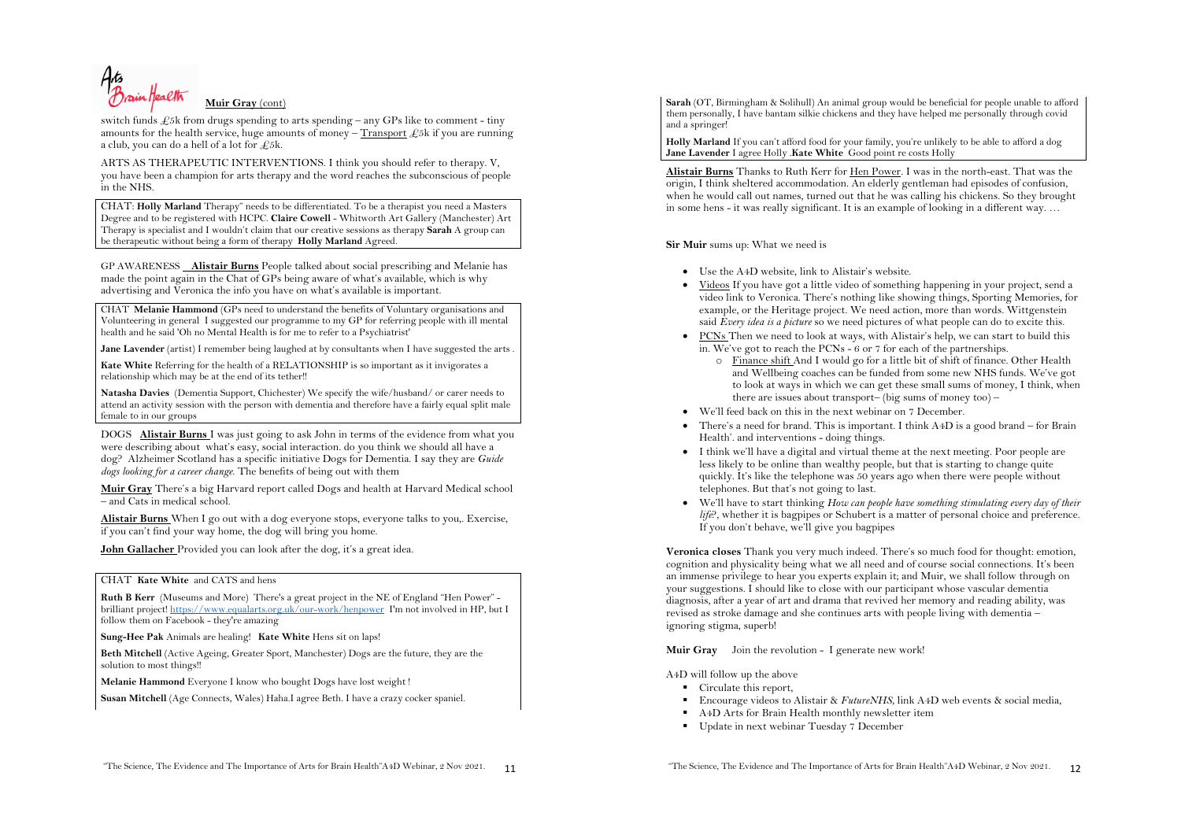**Muir Gray** (cont)

switch funds £5k from drugs spending to arts spending – any GPs like to comment - tiny amounts for the health service, huge amounts of money – Transport £5k if you are running a club, you can do a hell of a lot for £5k.

ARTS AS THERAPEUTIC INTERVENTIONS. I think you should refer to therapy. V, you have been a champion for arts therapy and the word reaches the subconscious of people in the NHS.

CHAT: **Holly Marland** Therapy" needs to be differentiated. To be a therapist you need a Masters Degree and to be registered with HCPC. **Claire Cowell** - Whitworth Art Gallery (Manchester) Art Therapy is specialist and I wouldn't claim that our creative sessions as therapy **Sarah** A group can be therapeutic without being a form of therapy **Holly Marland** Agreed.

GP AWARENESS **Alistair Burns** People talked about social prescribing and Melanie has made the point again in the Chat of GPs being aware of what's available, which is why advertising and Veronica the info you have on what's available is important.

CHAT **Melanie Hammond** (GPs need to understand the benefits of Voluntary organisations and Volunteering in general I suggested our programme to my GP for referring people with ill mental health and he said 'Oh no Mental Health is for me to refer to a Psychiatrist'

**Jane Lavender** (artist) I remember being laughed at by consultants when I have suggested the arts .

**Kate White** Referring for the health of a RELATIONSHIP is so important as it invigorates a relationship which may be at the end of its tether!!

**Natasha Davies** (Dementia Support, Chichester) We specify the wife/husband/ or carer needs to attend an activity session with the person with dementia and therefore have a fairly equal split male female to in our groups

DOGS **Alistair Burns** I was just going to ask John in terms of the evidence from what you were describing about what's easy, social interaction. do you think we should all have a dog? Alzheimer Scotland has a specific initiative Dogs for Dementia. I say they are *Guide dogs looking for a career change.* The benefits of being out with them

**Muir Gray** There's a big Harvard report called Dogs and health at Harvard Medical school – and Cats in medical school.

**Alistair Burns** When I go out with a dog everyone stops, everyone talks to you,. Exercise, if you can't find your way home, the dog will bring you home.

**John Gallacher** Provided you can look after the dog, it's a great idea.

CHAT **Kate White** and CATS and hens

**Ruth B Kerr** (Museums and More) There's a great project in the NE of England "Hen Power" - brilliant project! https://www.equalarts.org.uk/our-work/henpower I'm not involved in HP, but I follow them on Facebook - they're amazing

**Sung-Hee Pak** Animals are healing! **Kate White** Hens sit on laps!

**Beth Mitchell** (Active Ageing, Greater Sport, Manchester) Dogs are the future, they are the solution to most things!!

**Melanie Hammond** Everyone I know who bought Dogs have lost weight !

**Susan Mitchell** (Age Connects, Wales) Haha.I agree Beth. I have a crazy cocker spaniel.

**Sarah** (OT, Birmingham & Solihull) An animal group would be beneficial for people unable to afford them personally, I have bantam silkie chickens and they have helped me personally through covid and a springer!

**Holly Marland** If you can't afford food for your family, you're unlikely to be able to afford a dog **Jane Lavender** I agree Holly .**Kate White** Good point re costs Holly

**Alistair Burns** Thanks to Ruth Kerr for Hen Power. I was in the north-east. That was the origin, I think sheltered accommodation. An elderly gentleman had episodes of confusion, when he would call out names, turned out that he was calling his chickens. So they brought in some hens - it was really significant. It is an example of looking in a different way. …

**Sir Muir** sums up: What we need is

- Use the A4D website, link to Alistair's website.
- Videos If you have got a little video of something happening in your project, send a video link to Veronica. There's nothing like showing things, Sporting Memories, for example, or the Heritage project. We need action, more than words. Wittgenstein said *Every idea is a picture* so we need pictures of what people can do to excite this.
- PCNs Then we need to look at ways, with Alistair's help, we can start to build this in. We've got to reach the PCNs - 6 or 7 for each of the partnerships.
    - Finance shift And I would go for a little bit of shift of finance. Other Health and Wellbeing coaches can be funded from some new NHS funds. We've got to look at ways in which we can get these small sums of money, I think, when there are issues about transport– (big sums of money too) –
- We'll feed back on this in the next webinar on 7 December.
- There's a need for brand. This is important. I think A4D is a good brand – for Brain Health'. and interventions - doing things.
- I think we'll have a digital and virtual theme at the next meeting. Poor people are less likely to be online than wealthy people, but that is starting to change quite quickly. It's like the telephone was 50 years ago when there were people without telephones. But that's not going to last.
- We'll have to start thinking *How can people have something stimulating every day of their life?*, whether it is bagpipes or Schubert is a matter of personal choice and preference. If you don't behave, we'll give you bagpipes

**Veronica closes** Thank you very much indeed. There's so much food for thought: emotion, cognition and physicality being what we all need and of course social connections. It's been an immense privilege to hear you experts explain it; and Muir, we shall follow through on your suggestions. I should like to close with our participant whose vascular dementia diagnosis, after a year of art and drama that revived her memory and reading ability, was revised as stroke damage and she continues arts with people living with dementia – ignoring stigma, superb!

**Muir Gray** Join the revolution - I generate new work!

A4D will follow up the above

- Circulate this report,
- Encourage videos to Alistair & *FutureNHS*, link A4D web events & social media,
- A4D Arts for Brain Health monthly newsletter item
- Update in next webinar Tuesday 7 December